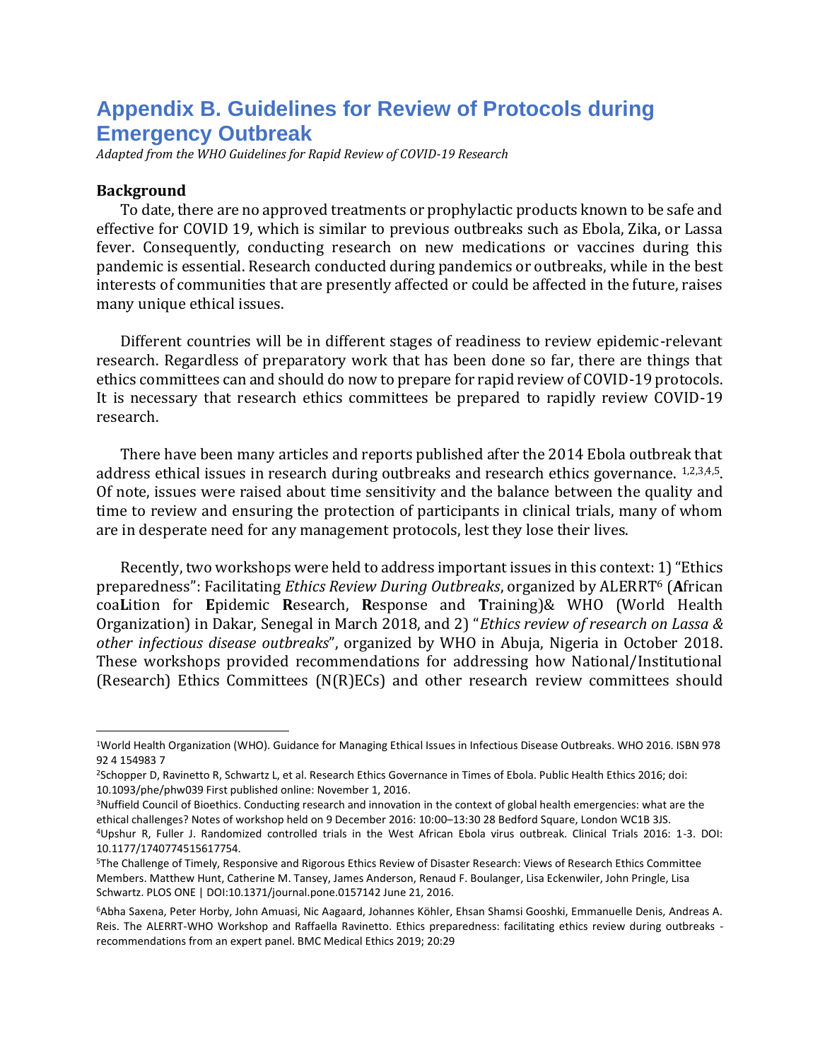# Appendix B. Guidelines for Review of Protocols during Emergency Outbreak

*Adapted from the WHO Guidelines for Rapid Review of COVID-19 Research*

### Background

To date, there are no approved treatments or prophylactic products known to be safe and effective for COVID 19, which is similar to previous outbreaks such as Ebola, Zika, or Lassa fever. Consequently, conducting research on new medications or vaccines during this pandemic is essential. Research conducted during pandemics or outbreaks, while in the best interests of communities that are presently affected or could be affected in the future, raises many unique ethical issues.

Different countries will be in different stages of readiness to review epidemic-relevant research. Regardless of preparatory work that has been done so far, there are things that ethics committees can and should do now to prepare for rapid review of COVID-19 protocols. It is necessary that research ethics committees be prepared to rapidly review COVID-19 research.

There have been many articles and reports published after the 2014 Ebola outbreak that address ethical issues in research during outbreaks and research ethics governance. [1,2,3,4,5]. Of note, issues were raised about time sensitivity and the balance between the quality and time to review and ensuring the protection of participants in clinical trials, many of whom are in desperate need for any management protocols, lest they lose their lives.

Recently, two workshops were held to address important issues in this context: 1) "Ethics preparedness": Facilitating *Ethics Review During Outbreaks*, organized by ALERRT[6] (**A**frican coa**L**ition for **E**pidemic **R**esearch, **R**esponse and **T**raining)& WHO (World Health Organization) in Dakar, Senegal in March 2018, and 2) "*Ethics review of research on Lassa & other infectious disease outbreaks*", organized by WHO in Abuja, Nigeria in October 2018. These workshops provided recommendations for addressing how National/Institutional (Research) Ethics Committees (N(R)ECs) and other research review committees should

---

[1]World Health Organization (WHO). Guidance for Managing Ethical Issues in Infectious Disease Outbreaks. WHO 2016. ISBN 978 92 4 154983 7

[2]Schopper D, Ravinetto R, Schwartz L, et al. Research Ethics Governance in Times of Ebola. Public Health Ethics 2016; doi: 10.1093/phe/phw039 First published online: November 1, 2016.

[3]Nuffield Council of Bioethics. Conducting research and innovation in the context of global health emergencies: what are the ethical challenges? Notes of workshop held on 9 December 2016: 10:00–13:30 28 Bedford Square, London WC1B 3JS.

[4]Upshur R, Fuller J. Randomized controlled trials in the West African Ebola virus outbreak. Clinical Trials 2016: 1-3. DOI: 10.1177/1740774515617754.

[5]The Challenge of Timely, Responsive and Rigorous Ethics Review of Disaster Research: Views of Research Ethics Committee Members. Matthew Hunt, Catherine M. Tansey, James Anderson, Renaud F. Boulanger, Lisa Eckenwiler, John Pringle, Lisa Schwartz. PLOS ONE | DOI:10.1371/journal.pone.0157142 June 21, 2016.

[6]Abha Saxena, Peter Horby, John Amuasi, Nic Aagaard, Johannes Köhler, Ehsan Shamsi Gooshki, Emmanuelle Denis, Andreas A. Reis. The ALERRT-WHO Workshop and Raffaella Ravinetto. Ethics preparedness: facilitating ethics review during outbreaks - recommendations from an expert panel. BMC Medical Ethics 2019; 20:29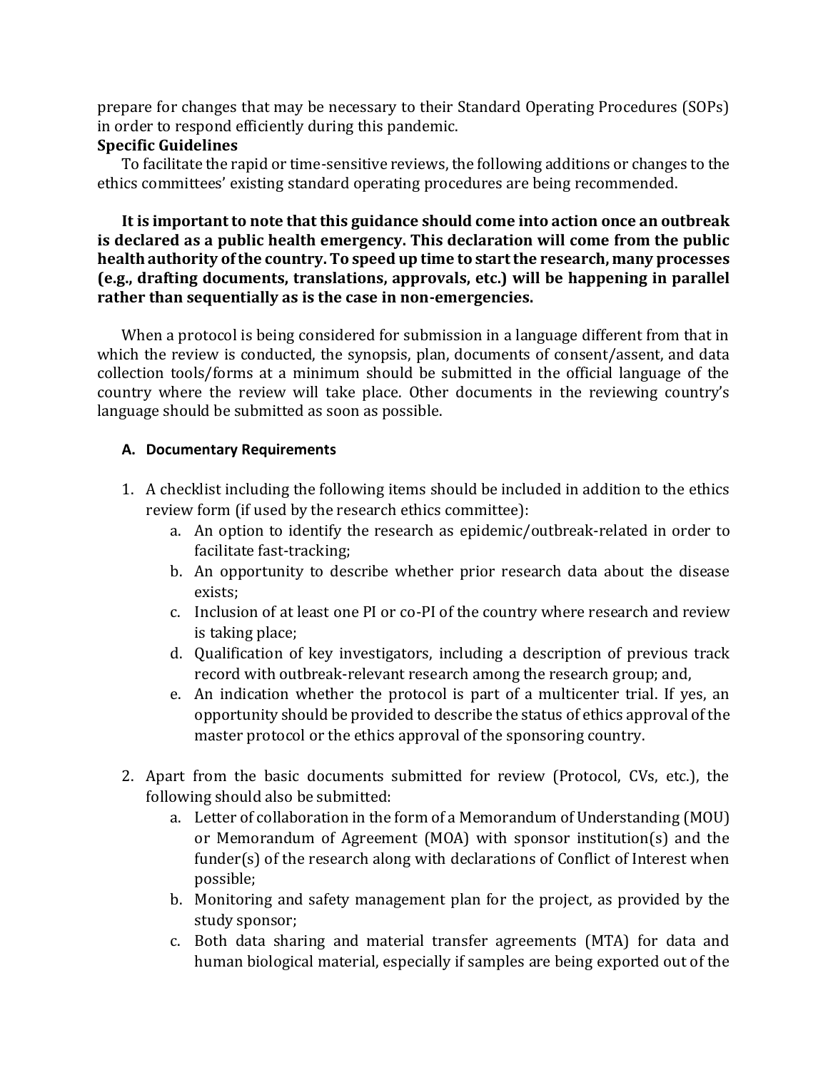prepare for changes that may be necessary to their Standard Operating Procedures (SOPs) in order to respond efficiently during this pandemic.

**Specific Guidelines**

To facilitate the rapid or time-sensitive reviews, the following additions or changes to the ethics committees' existing standard operating procedures are being recommended.

**It is important to note that this guidance should come into action once an outbreak is declared as a public health emergency. This declaration will come from the public health authority of the country. To speed up time to start the research, many processes (e.g., drafting documents, translations, approvals, etc.) will be happening in parallel rather than sequentially as is the case in non-emergencies.**

When a protocol is being considered for submission in a language different from that in which the review is conducted, the synopsis, plan, documents of consent/assent, and data collection tools/forms at a minimum should be submitted in the official language of the country where the review will take place. Other documents in the reviewing country's language should be submitted as soon as possible.

**A. Documentary Requirements**

1. A checklist including the following items should be included in addition to the ethics review form (if used by the research ethics committee):
    a. An option to identify the research as epidemic/outbreak-related in order to facilitate fast-tracking;
    b. An opportunity to describe whether prior research data about the disease exists;
    c. Inclusion of at least one PI or co-PI of the country where research and review is taking place;
    d. Qualification of key investigators, including a description of previous track record with outbreak-relevant research among the research group; and,
    e. An indication whether the protocol is part of a multicenter trial. If yes, an opportunity should be provided to describe the status of ethics approval of the master protocol or the ethics approval of the sponsoring country.

2. Apart from the basic documents submitted for review (Protocol, CVs, etc.), the following should also be submitted:
    a. Letter of collaboration in the form of a Memorandum of Understanding (MOU) or Memorandum of Agreement (MOA) with sponsor institution(s) and the funder(s) of the research along with declarations of Conflict of Interest when possible;
    b. Monitoring and safety management plan for the project, as provided by the study sponsor;
    c. Both data sharing and material transfer agreements (MTA) for data and human biological material, especially if samples are being exported out of the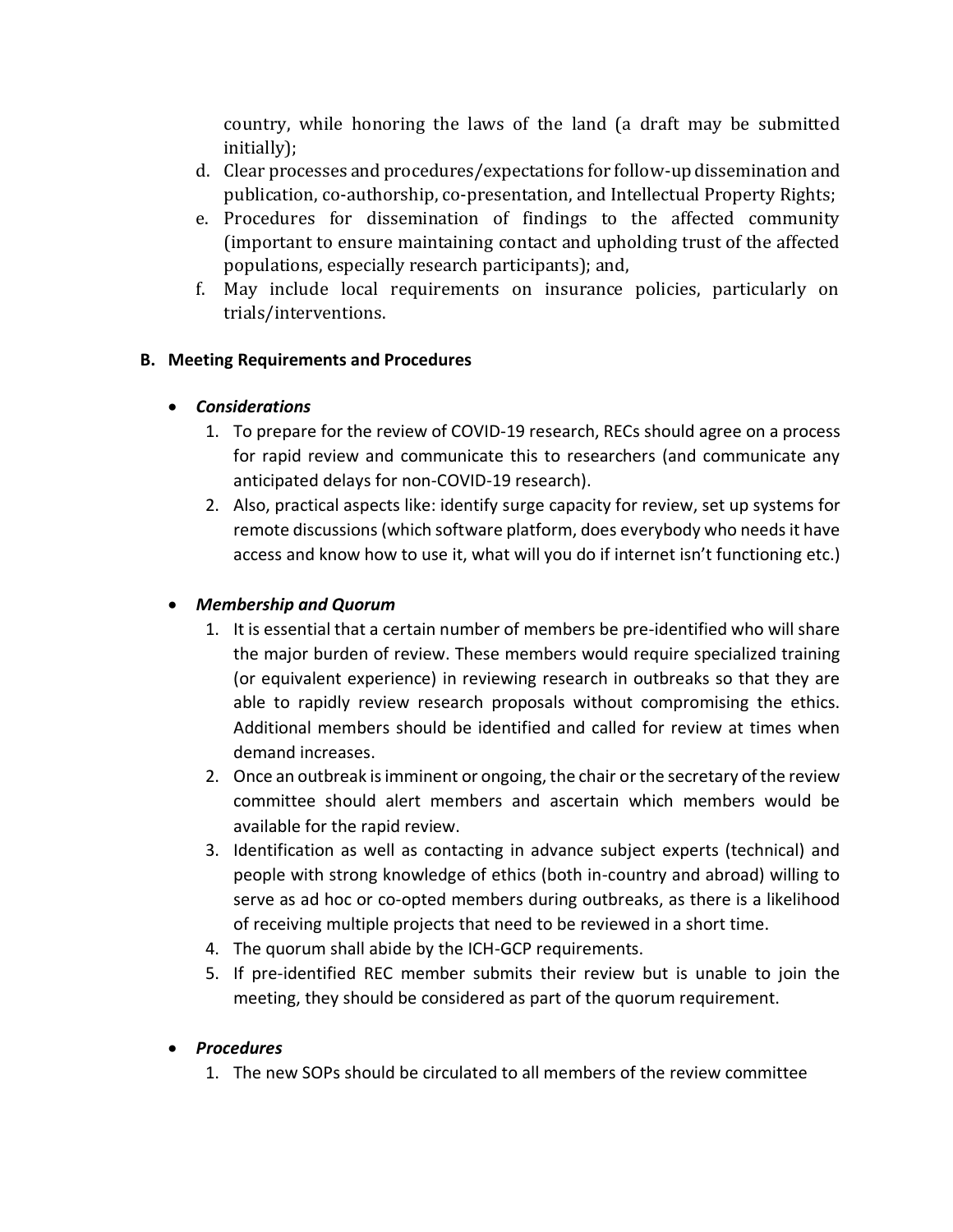country, while honoring the laws of the land (a draft may be submitted initially);

d. Clear processes and procedures/expectations for follow-up dissemination and publication, co-authorship, co-presentation, and Intellectual Property Rights;
e. Procedures for dissemination of findings to the affected community (important to ensure maintaining contact and upholding trust of the affected populations, especially research participants); and,
f. May include local requirements on insurance policies, particularly on trials/interventions.

**B. Meeting Requirements and Procedures**

- ***Considerations***
  1. To prepare for the review of COVID-19 research, RECs should agree on a process for rapid review and communicate this to researchers (and communicate any anticipated delays for non-COVID-19 research).
  2. Also, practical aspects like: identify surge capacity for review, set up systems for remote discussions (which software platform, does everybody who needs it have access and know how to use it, what will you do if internet isn't functioning etc.)

- ***Membership and Quorum***
  1. It is essential that a certain number of members be pre-identified who will share the major burden of review. These members would require specialized training (or equivalent experience) in reviewing research in outbreaks so that they are able to rapidly review research proposals without compromising the ethics. Additional members should be identified and called for review at times when demand increases.
  2. Once an outbreak is imminent or ongoing, the chair or the secretary of the review committee should alert members and ascertain which members would be available for the rapid review.
  3. Identification as well as contacting in advance subject experts (technical) and people with strong knowledge of ethics (both in-country and abroad) willing to serve as ad hoc or co-opted members during outbreaks, as there is a likelihood of receiving multiple projects that need to be reviewed in a short time.
  4. The quorum shall abide by the ICH-GCP requirements.
  5. If pre-identified REC member submits their review but is unable to join the meeting, they should be considered as part of the quorum requirement.

- ***Procedures***
  1. The new SOPs should be circulated to all members of the review committee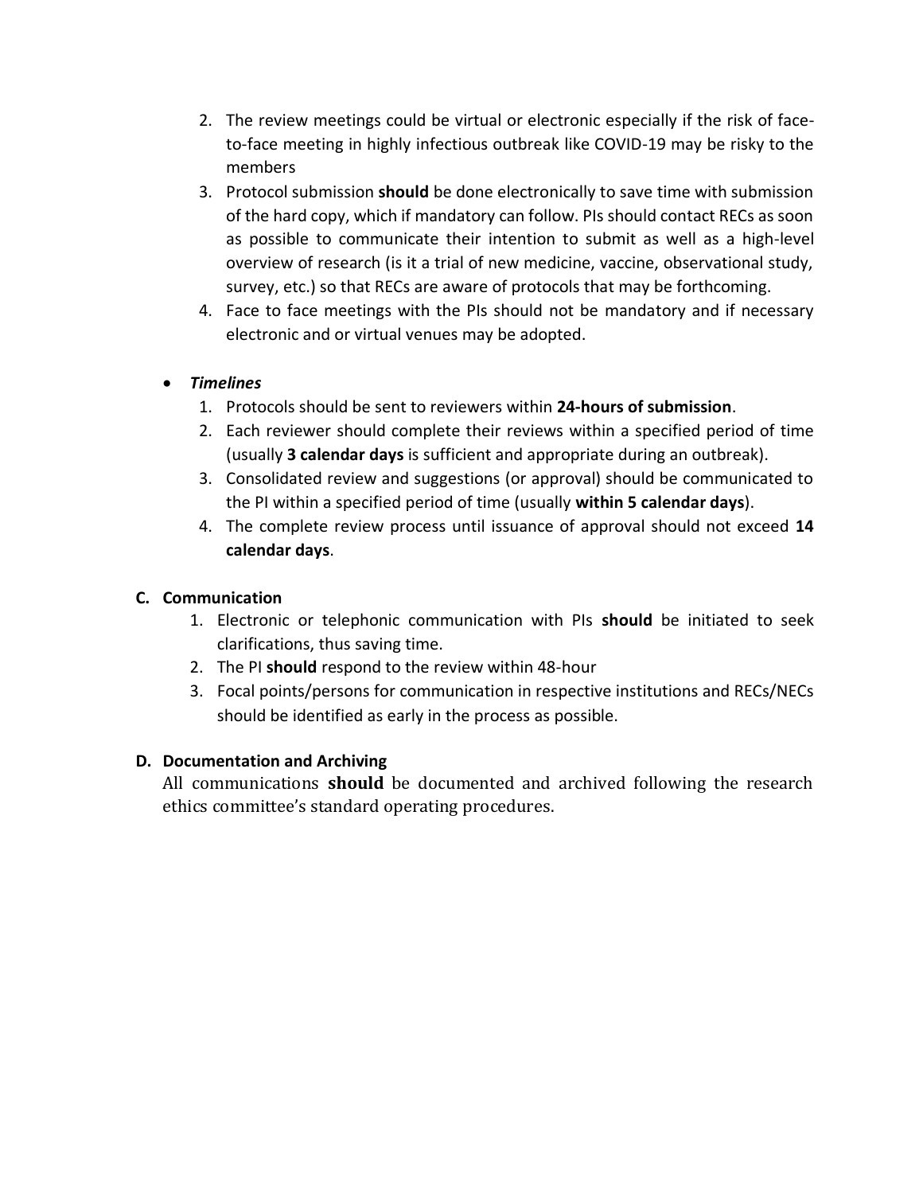2. The review meetings could be virtual or electronic especially if the risk of face-to-face meeting in highly infectious outbreak like COVID-19 may be risky to the members
3. Protocol submission **should** be done electronically to save time with submission of the hard copy, which if mandatory can follow. PIs should contact RECs as soon as possible to communicate their intention to submit as well as a high-level overview of research (is it a trial of new medicine, vaccine, observational study, survey, etc.) so that RECs are aware of protocols that may be forthcoming.
4. Face to face meetings with the PIs should not be mandatory and if necessary electronic and or virtual venues may be adopted.

- ***Timelines***
  1. Protocols should be sent to reviewers within **24-hours of submission**.
  2. Each reviewer should complete their reviews within a specified period of time (usually **3 calendar days** is sufficient and appropriate during an outbreak).
  3. Consolidated review and suggestions (or approval) should be communicated to the PI within a specified period of time (usually **within 5 calendar days**).
  4. The complete review process until issuance of approval should not exceed **14 calendar days**.

### C. Communication

1. Electronic or telephonic communication with PIs **should** be initiated to seek clarifications, thus saving time.
2. The PI **should** respond to the review within 48-hour
3. Focal points/persons for communication in respective institutions and RECs/NECs should be identified as early in the process as possible.

### D. Documentation and Archiving

All communications **should** be documented and archived following the research ethics committee's standard operating procedures.